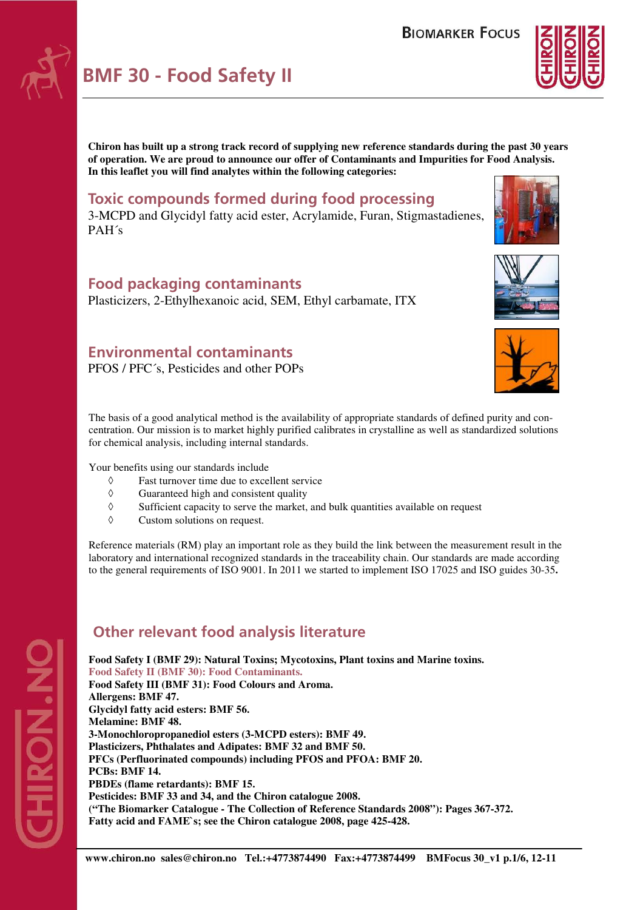# BMF 30 - Food Safety II

**Chiron has built up a strong track record of supplying new reference standards during the past 30 years of operation. We are proud to announce our offer of Contaminants and Impurities for Food Analysis. In this leaflet you will find analytes within the following categories:**

## Toxic compounds formed during food processing

3-MCPD and Glycidyl fatty acid ester, Acrylamide, Furan, Stigmastadienes, PAH´s

## Food packaging contaminants

Plasticizers, 2-Ethylhexanoic acid, SEM, Ethyl carbamate, ITX

## Environmental contaminants

PFOS / PFC´s, Pesticides and other POPs

The basis of a good analytical method is the availability of appropriate standards of defined purity and concentration. Our mission is to market highly purified calibrates in crystalline as well as standardized solutions for chemical analysis, including internal standards.

Your benefits using our standards include

- ◊ Fast turnover time due to excellent service
- ◊ Guaranteed high and consistent quality
- ◊ Sufficient capacity to serve the market, and bulk quantities available on request
- ◊ Custom solutions on request.

Reference materials (RM) play an important role as they build the link between the measurement result in the laboratory and international recognized standards in the traceability chain. Our standards are made according to the general requirements of ISO 9001. In 2011 we started to implement ISO 17025 and ISO guides 30-35**.**

## Other relevant food analysis literature

**Food Safety I (BMF 29): Natural Toxins; Mycotoxins, Plant toxins and Marine toxins.**
**Food Safety II (BMF 30): Food Contaminants.**
**Food Safety III (BMF 31): Food Colours and Aroma.**
**Allergens: BMF 47.**
**Glycidyl fatty acid esters: BMF 56.**
**Melamine: BMF 48.**
**3-Monochloropropanediol esters (3-MCPD esters): BMF 49.**
**Plasticizers, Phthalates and Adipates: BMF 32 and BMF 50.**
**PFCs (Perfluorinated compounds) including PFOS and PFOA: BMF 20.**
**PCBs: BMF 14.**
**PBDEs (flame retardants): BMF 15.**
**Pesticides: BMF 33 and 34, and the Chiron catalogue 2008.**
**("The Biomarker Catalogue - The Collection of Reference Standards 2008"): Pages 367-372.**
**Fatty acid and FAME`s; see the Chiron catalogue 2008, page 425-428.**

**www.chiron.no sales@chiron.no Tel.:+4773874490 Fax:+4773874499 BMFocus 30_v1 p.1/6, 12-11**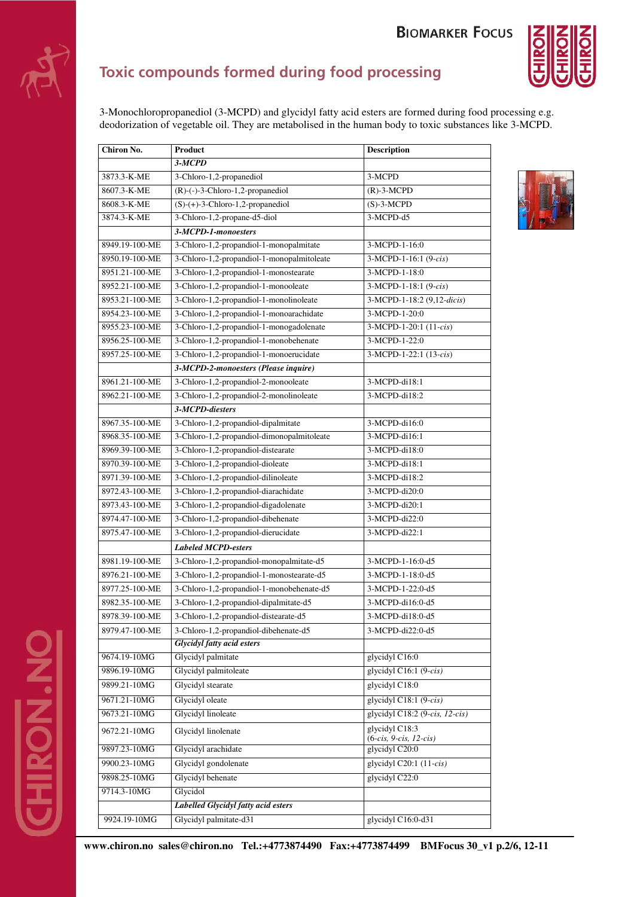## Toxic compounds formed during food processing

3-Monochloropropanediol (3-MCPD) and glycidyl fatty acid esters are formed during food processing e.g. deodorization of vegetable oil. They are metabolised in the human body to toxic substances like 3-MCPD.

| Chiron No. | Product | Description |
|---|---|---|
| | ***3-MCPD*** | |
| 3873.3-K-ME | 3-Chloro-1,2-propanediol | 3-MCPD |
| 8607.3-K-ME | (R)-(-)-3-Chloro-1,2-propanediol | (R)-3-MCPD |
| 8608.3-K-ME | (S)-(+)-3-Chloro-1,2-propanediol | (S)-3-MCPD |
| 3874.3-K-ME | 3-Chloro-1,2-propane-d5-diol | 3-MCPD-d5 |
| | ***3-MCPD-1-monoesters*** | |
| 8949.19-100-ME | 3-Chloro-1,2-propandiol-1-monopalmitate | 3-MCPD-1-16:0 |
| 8950.19-100-ME | 3-Chloro-1,2-propandiol-1-monopalmitoleate | 3-MCPD-1-16:1 (9-*cis*) |
| 8951.21-100-ME | 3-Chloro-1,2-propandiol-1-monostearate | 3-MCPD-1-18:0 |
| 8952.21-100-ME | 3-Chloro-1,2-propandiol-1-monooleate | 3-MCPD-1-18:1 (9-*cis*) |
| 8953.21-100-ME | 3-Chloro-1,2-propandiol-1-monolinoleate | 3-MCPD-1-18:2 (9,12-*dicis*) |
| 8954.23-100-ME | 3-Chloro-1,2-propandiol-1-monoarachidate | 3-MCPD-1-20:0 |
| 8955.23-100-ME | 3-Chloro-1,2-propandiol-1-monogadolenate | 3-MCPD-1-20:1 (11-*cis*) |
| 8956.25-100-ME | 3-Chloro-1,2-propandiol-1-monobehenate | 3-MCPD-1-22:0 |
| 8957.25-100-ME | 3-Chloro-1,2-propandiol-1-monoerucidate | 3-MCPD-1-22:1 (13-*cis*) |
| | ***3-MCPD-2-monoesters (Please inquire)*** | |
| 8961.21-100-ME | 3-Chloro-1,2-propandiol-2-monooleate | 3-MCPD-di18:1 |
| 8962.21-100-ME | 3-Chloro-1,2-propandiol-2-monolinoleate | 3-MCPD-di18:2 |
| | ***3-MCPD-diesters*** | |
| 8967.35-100-ME | 3-Chloro-1,2-propandiol-dipalmitate | 3-MCPD-di16:0 |
| 8968.35-100-ME | 3-Chloro-1,2-propandiol-dimonopalmitoleate | 3-MCPD-di16:1 |
| 8969.39-100-ME | 3-Chloro-1,2-propandiol-distearate | 3-MCPD-di18:0 |
| 8970.39-100-ME | 3-Chloro-1,2-propandiol-dioleate | 3-MCPD-di18:1 |
| 8971.39-100-ME | 3-Chloro-1,2-propandiol-dilinoleate | 3-MCPD-di18:2 |
| 8972.43-100-ME | 3-Chloro-1,2-propandiol-diarachidate | 3-MCPD-di20:0 |
| 8973.43-100-ME | 3-Chloro-1,2-propandiol-digadolenate | 3-MCPD-di20:1 |
| 8974.47-100-ME | 3-Chloro-1,2-propandiol-dibehenate | 3-MCPD-di22:0 |
| 8975.47-100-ME | 3-Chloro-1,2-propandiol-dierucidate | 3-MCPD-di22:1 |
| | ***Labeled MCPD-esters*** | |
| 8981.19-100-ME | 3-Chloro-1,2-propandiol-monopalmitate-d5 | 3-MCPD-1-16:0-d5 |
| 8976.21-100-ME | 3-Chloro-1,2-propandiol-1-monostearate-d5 | 3-MCPD-1-18:0-d5 |
| 8977.25-100-ME | 3-Chloro-1,2-propandiol-1-monobehenate-d5 | 3-MCPD-1-22:0-d5 |
| 8982.35-100-ME | 3-Chloro-1,2-propandiol-dipalmitate-d5 | 3-MCPD-di16:0-d5 |
| 8978.39-100-ME | 3-Chloro-1,2-propandiol-distearate-d5 | 3-MCPD-di18:0-d5 |
| 8979.47-100-ME | 3-Chloro-1,2-propandiol-dibehenate-d5 | 3-MCPD-di22:0-d5 |
| | ***Glycidyl fatty acid esters*** | |
| 9674.19-10MG | Glycidyl palmitate | glycidyl C16:0 |
| 9896.19-10MG | Glycidyl palmitoleate | glycidyl C16:1 (9-*cis)* |
| 9899.21-10MG | Glycidyl stearate | glycidyl C18:0 |
| 9671.21-10MG | Glycidyl oleate | glycidyl C18:1 (9-*cis)* |
| 9673.21-10MG | Glycidyl linoleate | glycidyl C18:2 (9-*cis, 12-cis)* |
| 9672.21-10MG | Glycidyl linolenate | glycidyl C18:3 (6-*cis, 9-cis, 12-cis)* |
| 9897.23-10MG | Glycidyl arachidate | glycidyl C20:0 |
| 9900.23-10MG | Glycidyl gondolenate | glycidyl C20:1 (11-*cis)* |
| 9898.25-10MG | Glycidyl behenate | glycidyl C22:0 |
| 9714.3-10MG | Glycidol | |
| | ***Labelled Glycidyl fatty acid esters*** | |
| 9924.19-10MG | Glycidyl palmitate-d31 | glycidyl C16:0-d31 |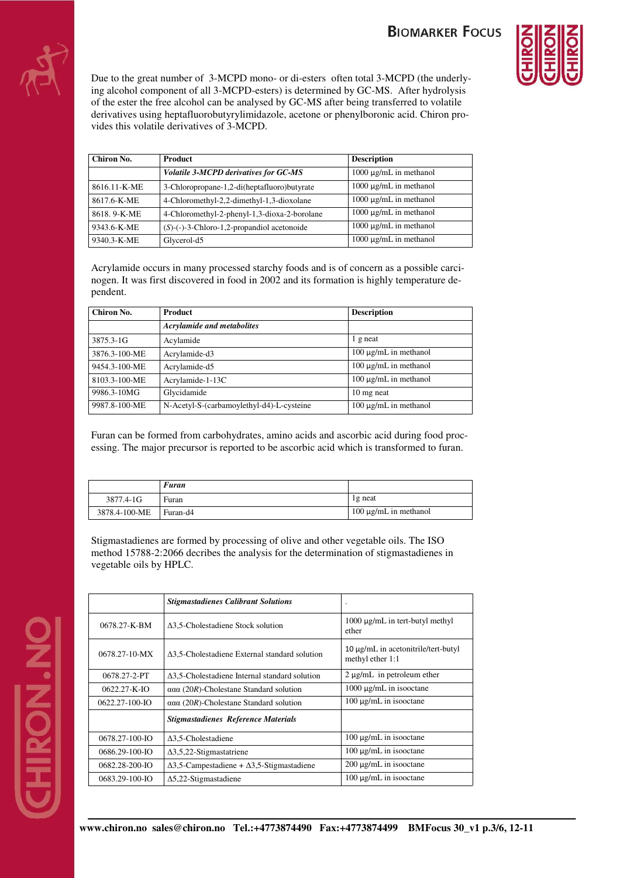Due to the great number of 3-MCPD mono- or di-esters often total 3-MCPD (the underlying alcohol component of all 3-MCPD-esters) is determined by GC-MS. After hydrolysis of the ester the free alcohol can be analysed by GC-MS after being transferred to volatile derivatives using heptafluorobutyrylimidazole, acetone or phenylboronic acid. Chiron provides this volatile derivatives of 3-MCPD.

| Chiron No. | Product | Description |
|---|---|---|
| | ***Volatile 3-MCPD derivatives for GC-MS*** | 1000 µg/mL in methanol |
| 8616.11-K-ME | 3-Chloropropane-1,2-di(heptafluoro)butyrate | 1000 µg/mL in methanol |
| 8617.6-K-ME | 4-Chloromethyl-2,2-dimethyl-1,3-dioxolane | 1000 µg/mL in methanol |
| 8618. 9-K-ME | 4-Chloromethyl-2-phenyl-1,3-dioxa-2-borolane | 1000 µg/mL in methanol |
| 9343.6-K-ME | (*S*)-(-)-3-Chloro-1,2-propandiol acetonoide | 1000 µg/mL in methanol |
| 9340.3-K-ME | Glycerol-d5 | 1000 µg/mL in methanol |

Acrylamide occurs in many processed starchy foods and is of concern as a possible carcinogen. It was first discovered in food in 2002 and its formation is highly temperature dependent.

| Chiron No. | Product | Description |
|---|---|---|
| | ***Acrylamide and metabolites*** | |
| 3875.3-1G | Acylamide | 1 g neat |
| 3876.3-100-ME | Acrylamide-d3 | 100 µg/mL in methanol |
| 9454.3-100-ME | Acrylamide-d5 | 100 µg/mL in methanol |
| 8103.3-100-ME | Acrylamide-1-13C | 100 µg/mL in methanol |
| 9986.3-10MG | Glycidamide | 10 mg neat |
| 9987.8-100-ME | N-Acetyl-S-(carbamoylethyl-d4)-L-cysteine | 100 µg/mL in methanol |

Furan can be formed from carbohydrates, amino acids and ascorbic acid during food processing. The major precursor is reported to be ascorbic acid which is transformed to furan.

| | ***Furan*** | |
|---|---|---|
| 3877.4-1G | Furan | 1g neat |
| 3878.4-100-ME | Furan-d4 | 100 µg/mL in methanol |

Stigmastadienes are formed by processing of olive and other vegetable oils. The ISO method 15788-2:2066 decribes the analysis for the determination of stigmastadienes in vegetable oils by HPLC.

| | ***Stigmastadienes Calibrant Solutions*** | . |
|---|---|---|
| 0678.27-K-BM | Δ3,5-Cholestadiene Stock solution | 1000 µg/mL in tert-butyl methyl ether |
| 0678.27-10-MX | Δ3,5-Cholestadiene External standard solution | 10 µg/mL in acetonitrile/tert-butyl methyl ether 1:1 |
| 0678.27-2-PT | Δ3,5-Cholestadiene Internal standard solution | 2 µg/mL in petroleum ether |
| 0622.27-K-IO | ααα (20*R*)-Cholestane Standard solution | 1000 µg/mL in isooctane |
| 0622.27-100-IO | ααα (20*R*)-Cholestane Standard solution | 100 µg/mL in isooctane |
| | ***Stigmastadienes Reference Materials*** | |
| 0678.27-100-IO | Δ3,5-Cholestadiene | 100 µg/mL in isooctane |
| 0686.29-100-IO | Δ3,5,22-Stigmastatriene | 100 µg/mL in isooctane |
| 0682.28-200-IO | Δ3,5-Campestadiene + Δ3,5-Stigmastadiene | 200 µg/mL in isooctane |
| 0683.29-100-IO | Δ5,22-Stigmastadiene | 100 µg/mL in isooctane |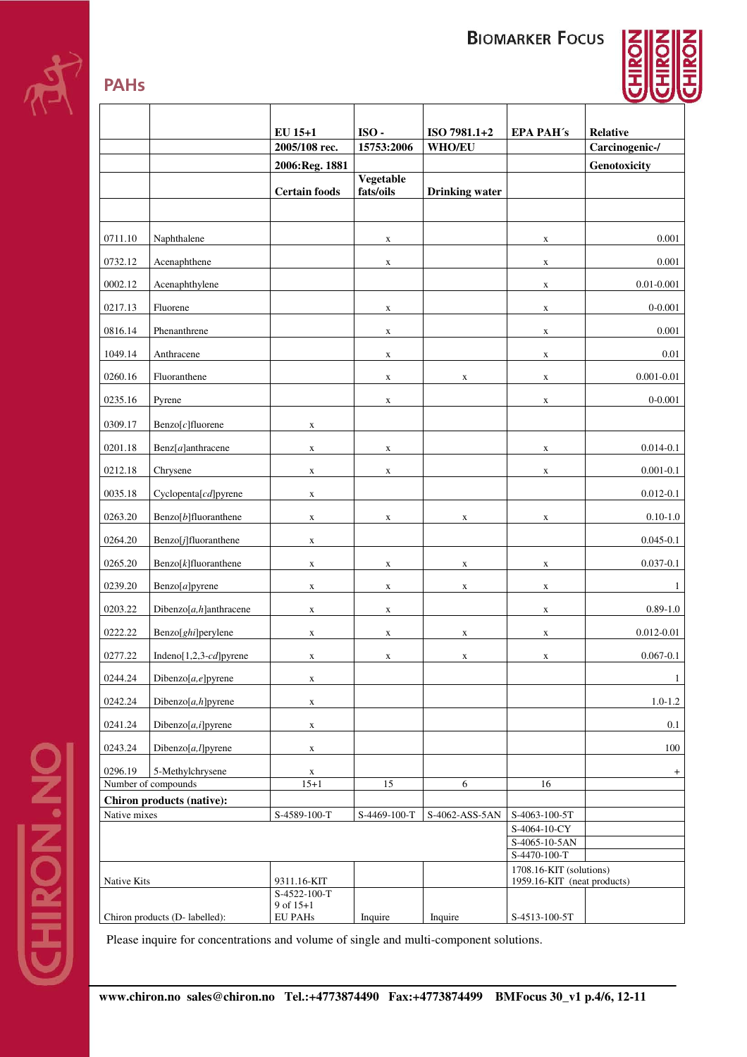# PAHs

| | | EU 15+1<br>2005/108 rec.<br>2006:Reg. 1881<br>Certain foods | ISO - 15753:2006<br>Vegetable fats/oils | ISO 7981.1+2<br>WHO/EU<br>Drinking water | EPA PAH´s | Relative Carcinogenic-/ Genotoxicity |
|---|---|---|---|---|---|---|
| 0711.10 | Naphthalene | | x | | x | 0.001 |
| 0732.12 | Acenaphthene | | x | | x | 0.001 |
| 0002.12 | Acenaphthylene | | | | x | 0.01-0.001 |
| 0217.13 | Fluorene | | x | | x | 0-0.001 |
| 0816.14 | Phenanthrene | | x | | x | 0.001 |
| 1049.14 | Anthracene | | x | | x | 0.01 |
| 0260.16 | Fluoranthene | | x | x | x | 0.001-0.01 |
| 0235.16 | Pyrene | | x | | x | 0-0.001 |
| 0309.17 | Benzo[*c*]fluorene | x | | | | |
| 0201.18 | Benz[*a*]anthracene | x | x | | x | 0.014-0.1 |
| 0212.18 | Chrysene | x | x | | x | 0.001-0.1 |
| 0035.18 | Cyclopenta[*cd*]pyrene | x | | | | 0.012-0.1 |
| 0263.20 | Benzo[*b*]fluoranthene | x | x | x | x | 0.10-1.0 |
| 0264.20 | Benzo[*j*]fluoranthene | x | | | | 0.045-0.1 |
| 0265.20 | Benzo[*k*]fluoranthene | x | x | x | x | 0.037-0.1 |
| 0239.20 | Benzo[*a*]pyrene | x | x | x | x | 1 |
| 0203.22 | Dibenzo[*a,h*]anthracene | x | x | | x | 0.89-1.0 |
| 0222.22 | Benzo[*ghi*]perylene | x | x | x | x | 0.012-0.01 |
| 0277.22 | Indeno[1,2,3-*cd*]pyrene | x | x | x | x | 0.067-0.1 |
| 0244.24 | Dibenzo[*a,e*]pyrene | x | | | | 1 |
| 0242.24 | Dibenzo[*a,h*]pyrene | x | | | | 1.0-1.2 |
| 0241.24 | Dibenzo[*a,i*]pyrene | x | | | | 0.1 |
| 0243.24 | Dibenzo[*a,l*]pyrene | x | | | | 100 |
| 0296.19 | 5-Methylchrysene | x | | | | + |
| Number of compounds | | 15+1 | 15 | 6 | 16 | |
| **Chiron products (native):** | | | | | | |
| Native mixes | | S-4589-100-T | S-4469-100-T | S-4062-ASS-5AN | S-4063-100-5T | |
| | | | | | S-4064-10-CY | |
| | | | | | S-4065-10-5AN | |
| | | | | | S-4470-100-T | |
| Native Kits | | 9311.16-KIT | | | 1708.16-KIT (solutions)<br>1959.16-KIT (neat products) | |
| Chiron products (D- labelled): | | S-4522-100-T<br>9 of 15+1<br>EU PAHs | Inquire | Inquire | S-4513-100-5T | |

Please inquire for concentrations and volume of single and multi-component solutions.

**www.chiron.no sales@chiron.no Tel.:+4773874490 Fax:+4773874499 BMFocus 30_v1 p.4/6, 12-11**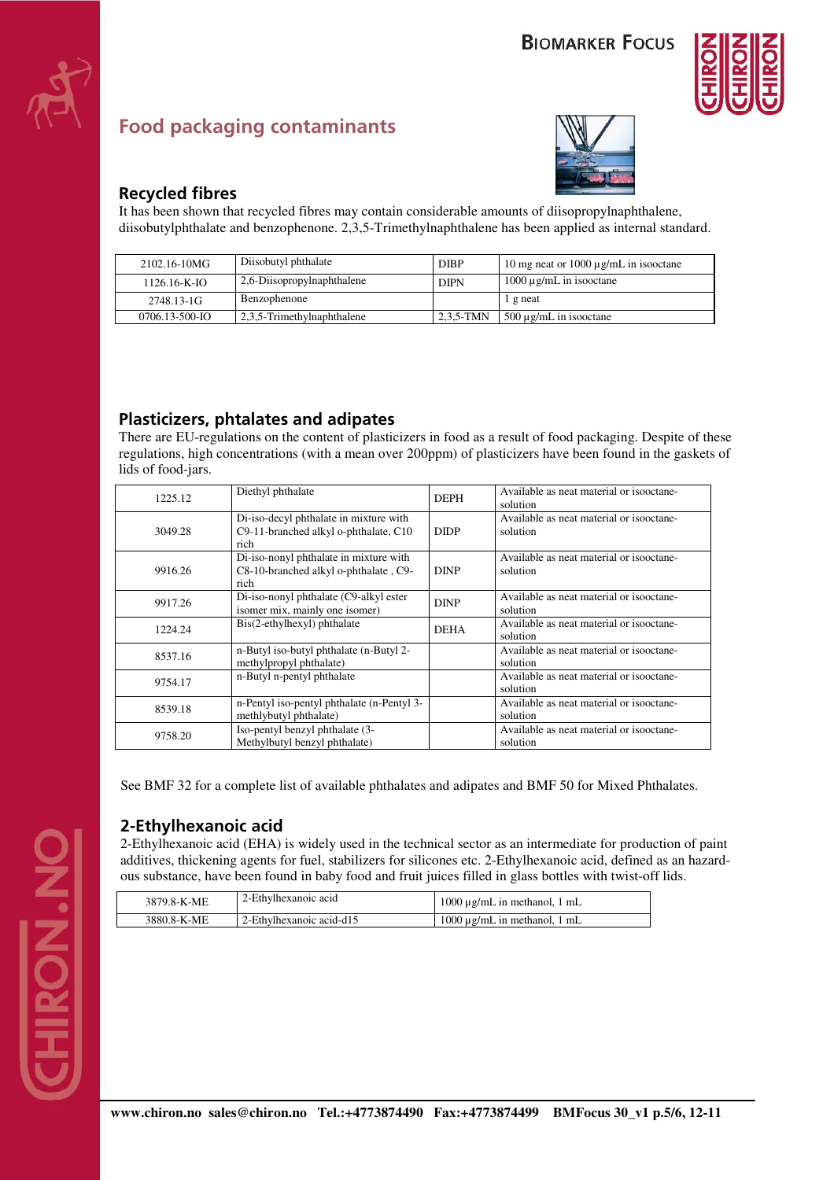## Food packaging contaminants

### Recycled fibres

It has been shown that recycled fibres may contain considerable amounts of diisopropylnaphthalene, diisobutylphthalate and benzophenone. 2,3,5-Trimethylnaphthalene has been applied as internal standard.

| | | | |
|---|---|---|---|
| 2102.16-10MG | Diisobutyl phthalate | DIBP | 10 mg neat or 1000 µg/mL in isooctane |
| 1126.16-K-IO | 2,6-Diisopropylnaphthalene | DIPN | 1000 µg/mL in isooctane |
| 2748.13-1G | Benzophenone | | 1 g neat |
| 0706.13-500-IO | 2,3,5-Trimethylnaphthalene | 2,3,5-TMN | 500 µg/mL in isooctane |

### Plasticizers, phtalates and adipates

There are EU-regulations on the content of plasticizers in food as a result of food packaging. Despite of these regulations, high concentrations (with a mean over 200ppm) of plasticizers have been found in the gaskets of lids of food-jars.

| | | | |
|---|---|---|---|
| 1225.12 | Diethyl phthalate | DEPH | Available as neat material or isooctane-solution |
| 3049.28 | Di-iso-decyl phthalate in mixture with C9-11-branched alkyl o-phthalate, C10 rich | DIDP | Available as neat material or isooctane-solution |
| 9916.26 | Di-iso-nonyl phthalate in mixture with C8-10-branched alkyl o-phthalate , C9-rich | DINP | Available as neat material or isooctane-solution |
| 9917.26 | Di-iso-nonyl phthalate (C9-alkyl ester isomer mix, mainly one isomer) | DINP | Available as neat material or isooctane-solution |
| 1224.24 | Bis(2-ethylhexyl) phthalate | DEHA | Available as neat material or isooctane-solution |
| 8537.16 | n-Butyl iso-butyl phthalate (n-Butyl 2-methylpropyl phthalate) | | Available as neat material or isooctane-solution |
| 9754.17 | n-Butyl n-pentyl phthalate | | Available as neat material or isooctane-solution |
| 8539.18 | n-Pentyl iso-pentyl phthalate (n-Pentyl 3-methlybutyl phthalate) | | Available as neat material or isooctane-solution |
| 9758.20 | Iso-pentyl benzyl phthalate (3-Methylbutyl benzyl phthalate) | | Available as neat material or isooctane-solution |

See BMF 32 for a complete list of available phthalates and adipates and BMF 50 for Mixed Phthalates.

### 2-Ethylhexanoic acid

2-Ethylhexanoic acid (EHA) is widely used in the technical sector as an intermediate for production of paint additives, thickening agents for fuel, stabilizers for silicones etc. 2-Ethylhexanoic acid, defined as an hazardous substance, have been found in baby food and fruit juices filled in glass bottles with twist-off lids.

| | | |
|---|---|---|
| 3879.8-K-ME | 2-Ethylhexanoic acid | 1000 µg/mL in methanol, 1 mL |
| 3880.8-K-ME | 2-Ethylhexanoic acid-d15 | 1000 µg/mL in methanol, 1 mL |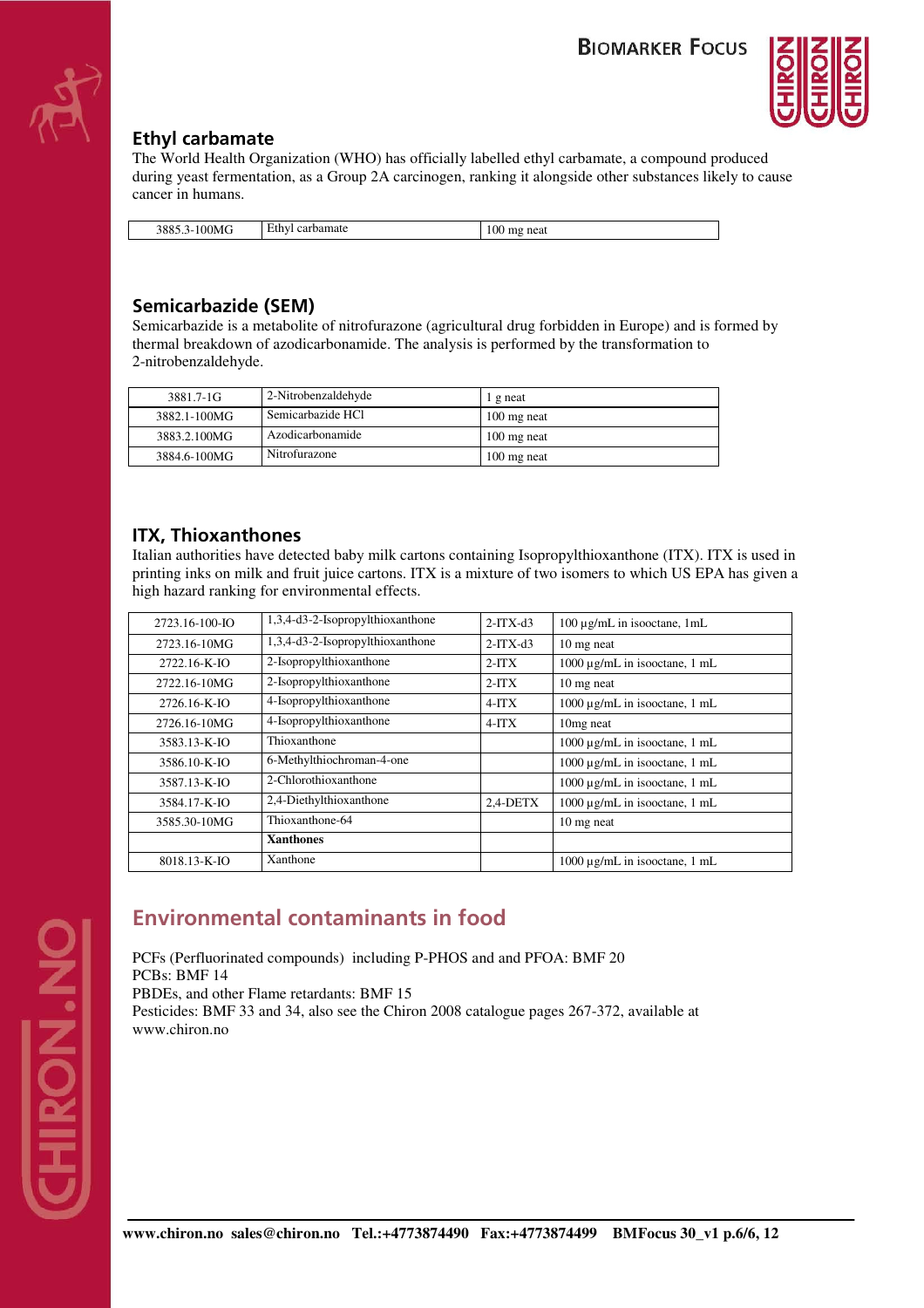## Ethyl carbamate

The World Health Organization (WHO) has officially labelled ethyl carbamate, a compound produced during yeast fermentation, as a Group 2A carcinogen, ranking it alongside other substances likely to cause cancer in humans.

| | | |
|---|---|---|
| 3885.3-100MG | Ethyl carbamate | 100 mg neat |

## Semicarbazide (SEM)

Semicarbazide is a metabolite of nitrofurazone (agricultural drug forbidden in Europe) and is formed by thermal breakdown of azodicarbonamide. The analysis is performed by the transformation to 2-nitrobenzaldehyde.

| | | |
|---|---|---|
| 3881.7-1G | 2-Nitrobenzaldehyde | 1 g neat |
| 3882.1-100MG | Semicarbazide HCl | 100 mg neat |
| 3883.2.100MG | Azodicarbonamide | 100 mg neat |
| 3884.6-100MG | Nitrofurazone | 100 mg neat |

## ITX, Thioxanthones

Italian authorities have detected baby milk cartons containing Isopropylthioxanthone (ITX). ITX is used in printing inks on milk and fruit juice cartons. ITX is a mixture of two isomers to which US EPA has given a high hazard ranking for environmental effects.

| | | | |
|---|---|---|---|
| 2723.16-100-IO | 1,3,4-d3-2-Isopropylthioxanthone | 2-ITX-d3 | 100 µg/mL in isooctane, 1mL |
| 2723.16-10MG | 1,3,4-d3-2-Isopropylthioxanthone | 2-ITX-d3 | 10 mg neat |
| 2722.16-K-IO | 2-Isopropylthioxanthone | 2-ITX | 1000 µg/mL in isooctane, 1 mL |
| 2722.16-10MG | 2-Isopropylthioxanthone | 2-ITX | 10 mg neat |
| 2726.16-K-IO | 4-Isopropylthioxanthone | 4-ITX | 1000 µg/mL in isooctane, 1 mL |
| 2726.16-10MG | 4-Isopropylthioxanthone | 4-ITX | 10mg neat |
| 3583.13-K-IO | Thioxanthone | | 1000 µg/mL in isooctane, 1 mL |
| 3586.10-K-IO | 6-Methylthiochroman-4-one | | 1000 µg/mL in isooctane, 1 mL |
| 3587.13-K-IO | 2-Chlorothioxanthone | | 1000 µg/mL in isooctane, 1 mL |
| 3584.17-K-IO | 2,4-Diethylthioxanthone | 2,4-DETX | 1000 µg/mL in isooctane, 1 mL |
| 3585.30-10MG | Thioxanthone-64 | | 10 mg neat |
| | **Xanthones** | | |
| 8018.13-K-IO | Xanthone | | 1000 µg/mL in isooctane, 1 mL |

# Environmental contaminants in food

PCFs (Perfluorinated compounds) including P-PHOS and and PFOA: BMF 20
PCBs: BMF 14
PBDEs, and other Flame retardants: BMF 15
Pesticides: BMF 33 and 34, also see the Chiron 2008 catalogue pages 267-372, available at www.chiron.no